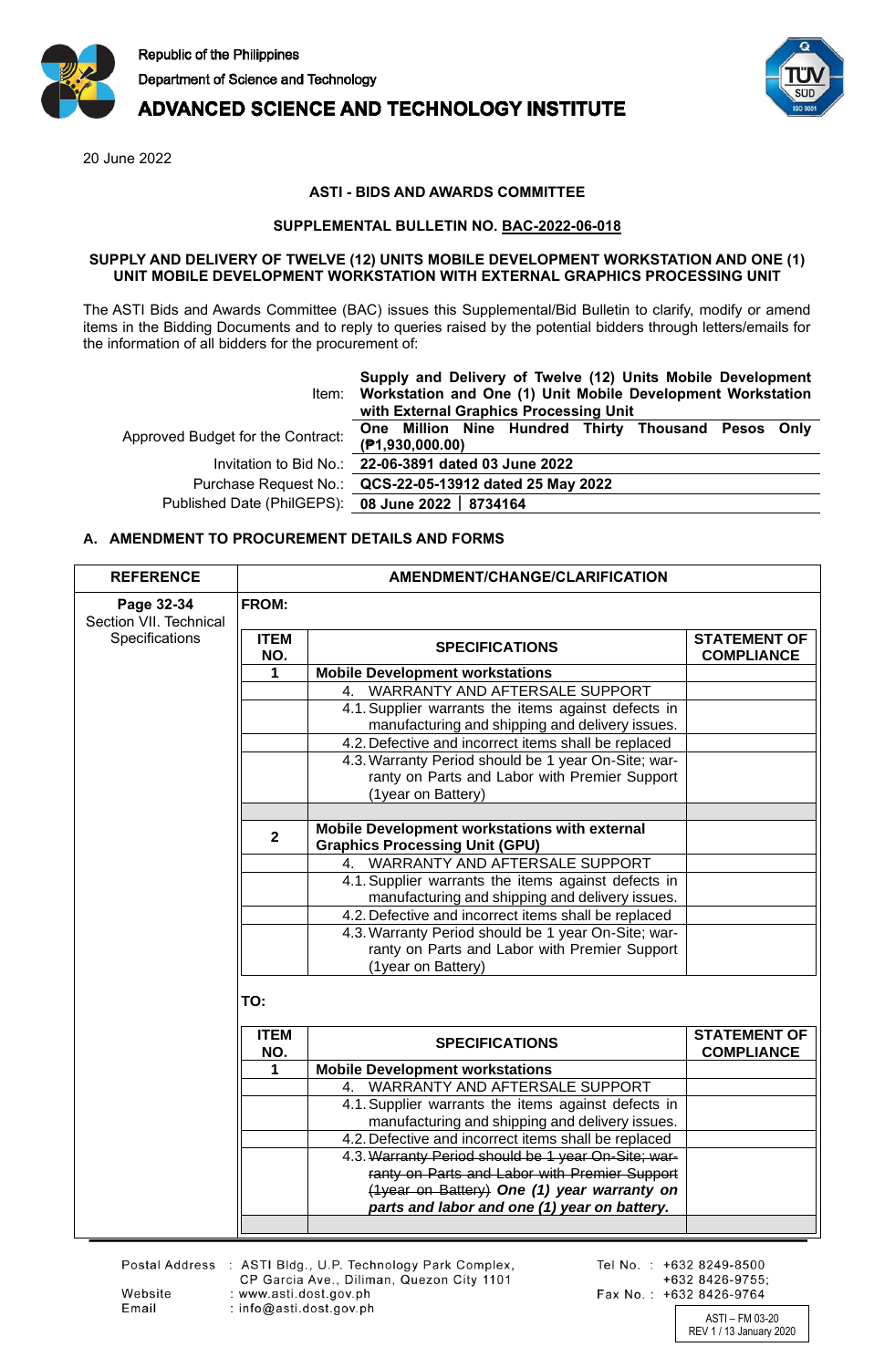Republic of the Philippines

Department of Science and Technology

**ADVANCED SCIENCE AND TECHNOLOGY INSTITUTE**

20 June 2022

**ASTI - BIDS AND AWARDS COMMITTEE**

**SUPPLEMENTAL BULLETIN NO. BAC-2022-06-018**

**SUPPLY AND DELIVERY OF TWELVE (12) UNITS MOBILE DEVELOPMENT WORKSTATION AND ONE (1) UNIT MOBILE DEVELOPMENT WORKSTATION WITH EXTERNAL GRAPHICS PROCESSING UNIT**

The ASTI Bids and Awards Committee (BAC) issues this Supplemental/Bid Bulletin to clarify, modify or amend items in the Bidding Documents and to reply to queries raised by the potential bidders through letters/emails for the information of all bidders for the procurement of:

| | |
|---|---|
| Item: | **Supply and Delivery of Twelve (12) Units Mobile Development Workstation and One (1) Unit Mobile Development Workstation with External Graphics Processing Unit** |
| Approved Budget for the Contract: | **One Million Nine Hundred Thirty Thousand Pesos Only (₱1,930,000.00)** |
| Invitation to Bid No.: | **22-06-3891 dated 03 June 2022** |
| Purchase Request No.: | **QCS-22-05-13912 dated 25 May 2022** |
| Published Date (PhilGEPS): | **08 June 2022 \| 8734164** |

## A. AMENDMENT TO PROCUREMENT DETAILS AND FORMS

| REFERENCE | AMENDMENT/CHANGE/CLARIFICATION |
|---|---|
| **Page 32-34** Section VII. Technical Specifications | **FROM:** |

| ITEM NO. | SPECIFICATIONS | STATEMENT OF COMPLIANCE |
|---|---|---|
| **1** | **Mobile Development workstations** | |
| | 4. WARRANTY AND AFTERSALE SUPPORT | |
| | 4.1. Supplier warrants the items against defects in manufacturing and shipping and delivery issues. | |
| | 4.2. Defective and incorrect items shall be replaced | |
| | 4.3. Warranty Period should be 1 year On-Site; warranty on Parts and Labor with Premier Support (1year on Battery) | |
| | | |
| **2** | **Mobile Development workstations with external Graphics Processing Unit (GPU)** | |
| | 4. WARRANTY AND AFTERSALE SUPPORT | |
| | 4.1. Supplier warrants the items against defects in manufacturing and shipping and delivery issues. | |
| | 4.2. Defective and incorrect items shall be replaced | |
| | 4.3. Warranty Period should be 1 year On-Site; warranty on Parts and Labor with Premier Support (1year on Battery) | |

**TO:**

| ITEM NO. | SPECIFICATIONS | STATEMENT OF COMPLIANCE |
|---|---|---|
| **1** | **Mobile Development workstations** | |
| | 4. WARRANTY AND AFTERSALE SUPPORT | |
| | 4.1. Supplier warrants the items against defects in manufacturing and shipping and delivery issues. | |
| | 4.2. Defective and incorrect items shall be replaced | |
| | 4.3. ~~Warranty Period should be 1 year On-Site; warranty on Parts and Labor with Premier Support (1year on Battery)~~ ***One (1) year warranty on parts and labor and one (1) year on battery.*** | |
| | | |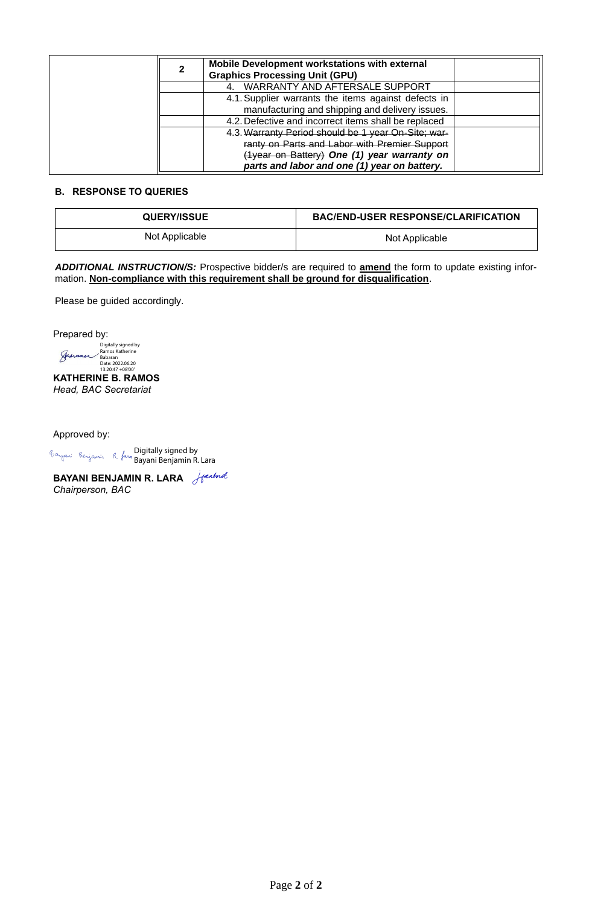| | | | |
|---|---|---|---|
| | **2** | **Mobile Development workstations with external Graphics Processing Unit (GPU)** | |
| | | 4. WARRANTY AND AFTERSALE SUPPORT | |
| | | 4.1. Supplier warrants the items against defects in manufacturing and shipping and delivery issues. | |
| | | 4.2. Defective and incorrect items shall be replaced | |
| | | 4.3. ~~Warranty Period should be 1 year On-Site; warranty on Parts and Labor with Premier Support (1year on Battery)~~ ***One (1) year warranty on parts and labor and one (1) year on battery.*** | |

### B. RESPONSE TO QUERIES

| QUERY/ISSUE | BAC/END-USER RESPONSE/CLARIFICATION |
|---|---|
| Not Applicable | Not Applicable |

***ADDITIONAL INSTRUCTION/S:*** Prospective bidder/s are required to **amend** the form to update existing information. **Non-compliance with this requirement shall be ground for disqualification**.

Please be guided accordingly.

Prepared by:

Digitally signed by Ramos Katherine Babaran
Date: 2022.06.20 13:20:47 +08'00'

**KATHERINE B. RAMOS**
*Head, BAC Secretariat*

Approved by:

Digitally signed by Bayani Benjamin R. Lara

**BAYANI BENJAMIN R. LARA**
*Chairperson, BAC*